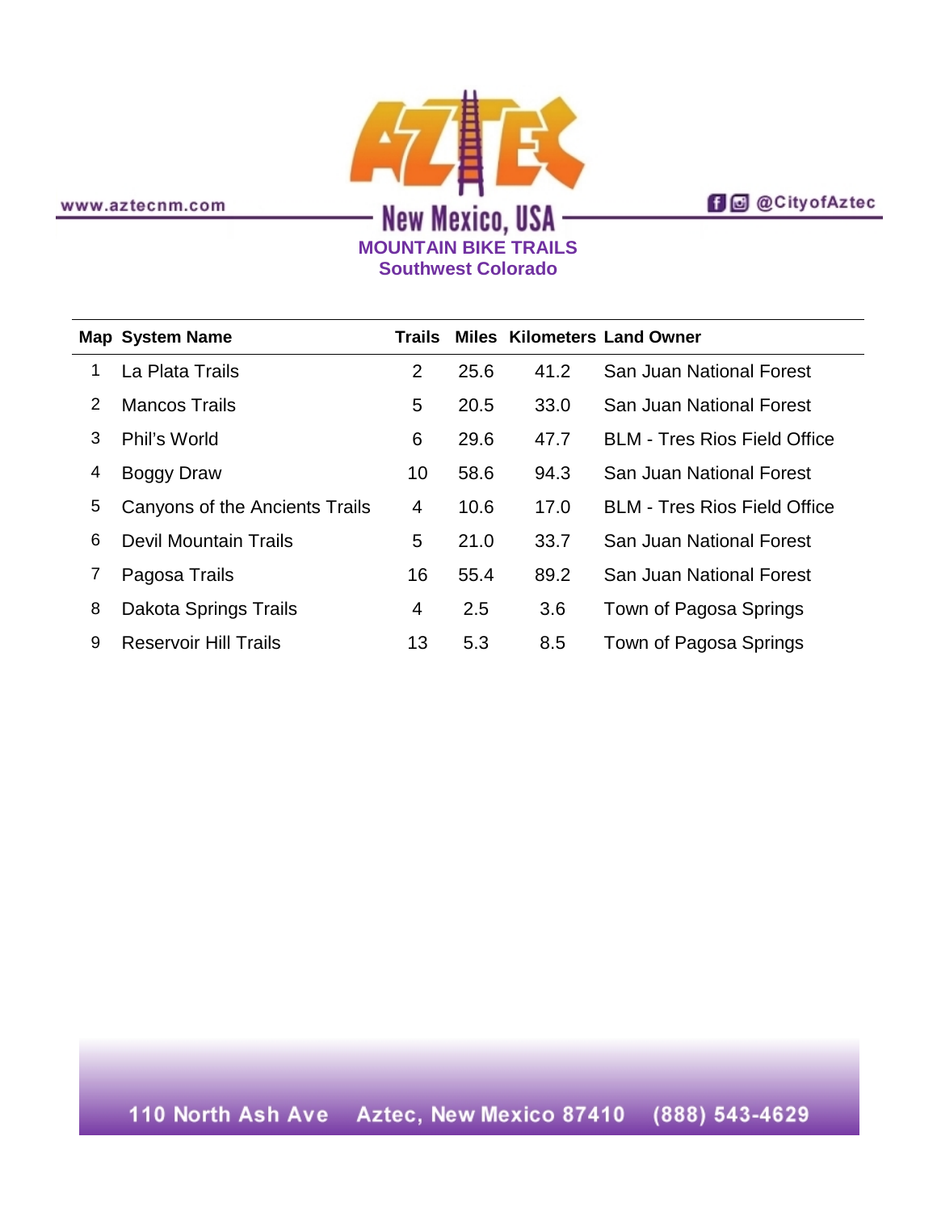www.aztecnm.com

# AZTEC

New Mexico, USA

@CityofAztec

## MOUNTAIN BIKE TRAILS
## Southwest Colorado

| Map | System Name | Trails | Miles | Kilometers | Land Owner |
|---|---|---|---|---|---|
| 1 | La Plata Trails | 2 | 25.6 | 41.2 | San Juan National Forest |
| 2 | Mancos Trails | 5 | 20.5 | 33.0 | San Juan National Forest |
| 3 | Phil's World | 6 | 29.6 | 47.7 | BLM - Tres Rios Field Office |
| 4 | Boggy Draw | 10 | 58.6 | 94.3 | San Juan National Forest |
| 5 | Canyons of the Ancients Trails | 4 | 10.6 | 17.0 | BLM - Tres Rios Field Office |
| 6 | Devil Mountain Trails | 5 | 21.0 | 33.7 | San Juan National Forest |
| 7 | Pagosa Trails | 16 | 55.4 | 89.2 | San Juan National Forest |
| 8 | Dakota Springs Trails | 4 | 2.5 | 3.6 | Town of Pagosa Springs |
| 9 | Reservoir Hill Trails | 13 | 5.3 | 8.5 | Town of Pagosa Springs |

110 North Ash Ave    Aztec, New Mexico 87410    (888) 543-4629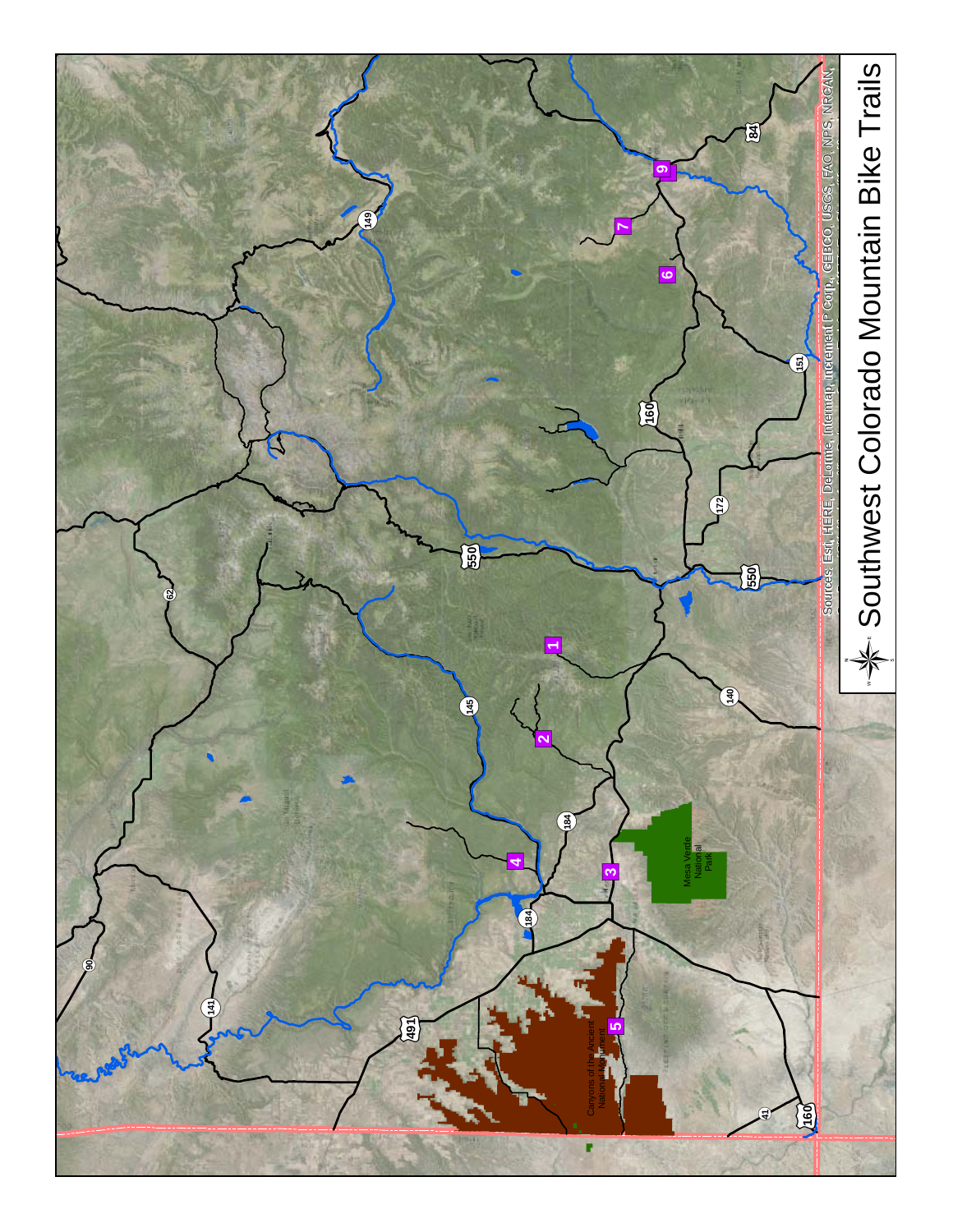# Southwest Colorado Mountain Bike Trails

Sources: Esri, HERE, DeLorme, Intermap, increment P Corp., GEBCO, USGS, FAO, NPS, NRCAN

N
E
S
W

1
2
3
4
5
6
7
9

550
160
184
145
140
172
151
84
149
62
90
141
491
41

Mesa Verde National Park

Canyons of the Ancient National Monument